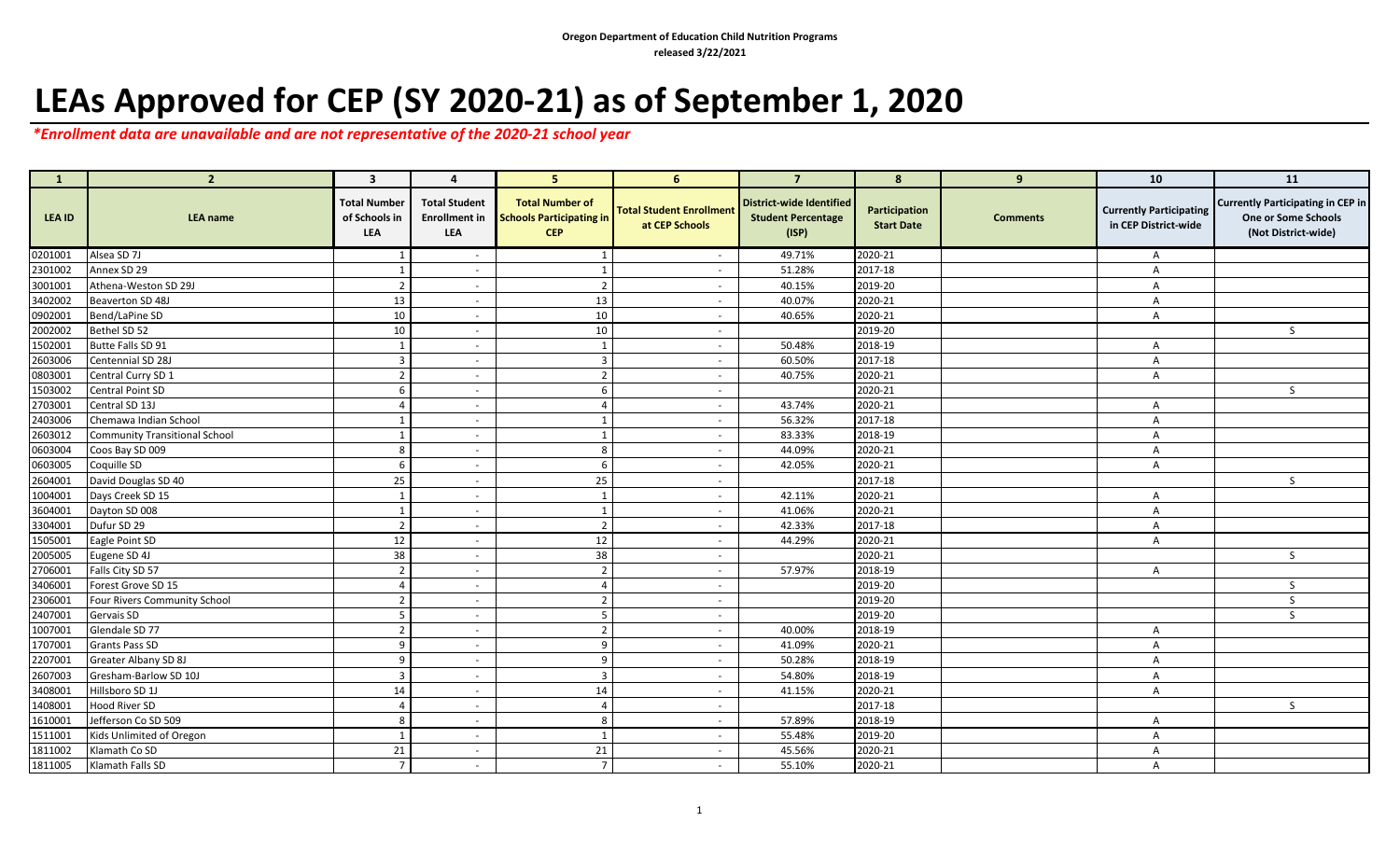**Oregon Department of Education Child Nutrition Programs**
**released 3/22/2021**

# LEAs Approved for CEP (SY 2020-21) as of September 1, 2020

***\*Enrollment data are unavailable and are not representative of the 2020-21 school year***

| 1 | 2 | 3 | 4 | 5 | 6 | 7 | 8 | 9 | 10 | 11 |
|---|---|---|---|---|---|---|---|---|---|---|
| **LEA ID** | **LEA name** | **Total Number of Schools in LEA** | **Total Student Enrollment in LEA** | **Total Number of Schools Participating in CEP** | **Total Student Enrollment at CEP Schools** | **District-wide Identified Student Percentage (ISP)** | **Participation Start Date** | **Comments** | **Currently Participating in CEP District-wide** | **Currently Participating in CEP in One or Some Schools (Not District-wide)** |
| 0201001 | Alsea SD 7J | 1 | - | 1 | - | 49.71% | 2020-21 | | A | |
| 2301002 | Annex SD 29 | 1 | - | 1 | - | 51.28% | 2017-18 | | A | |
| 3001001 | Athena-Weston SD 29J | 2 | - | 2 | - | 40.15% | 2019-20 | | A | |
| 3402002 | Beaverton SD 48J | 13 | - | 13 | - | 40.07% | 2020-21 | | A | |
| 0902001 | Bend/LaPine SD | 10 | - | 10 | - | 40.65% | 2020-21 | | A | |
| 2002002 | Bethel SD 52 | 10 | - | 10 | - | | 2019-20 | | | S |
| 1502001 | Butte Falls SD 91 | 1 | - | 1 | - | 50.48% | 2018-19 | | A | |
| 2603006 | Centennial SD 28J | 3 | - | 3 | - | 60.50% | 2017-18 | | A | |
| 0803001 | Central Curry SD 1 | 2 | - | 2 | - | 40.75% | 2020-21 | | A | |
| 1503002 | Central Point SD | 6 | - | 6 | - | | 2020-21 | | | S |
| 2703001 | Central SD 13J | 4 | - | 4 | - | 43.74% | 2020-21 | | A | |
| 2403006 | Chemawa Indian School | 1 | - | 1 | - | 56.32% | 2017-18 | | A | |
| 2603012 | Community Transitional School | 1 | - | 1 | - | 83.33% | 2018-19 | | A | |
| 0603004 | Coos Bay SD 009 | 8 | - | 8 | - | 44.09% | 2020-21 | | A | |
| 0603005 | Coquille SD | 6 | - | 6 | - | 42.05% | 2020-21 | | A | |
| 2604001 | David Douglas SD 40 | 25 | - | 25 | - | | 2017-18 | | | S |
| 1004001 | Days Creek SD 15 | 1 | - | 1 | - | 42.11% | 2020-21 | | A | |
| 3604001 | Dayton SD 008 | 1 | - | 1 | - | 41.06% | 2020-21 | | A | |
| 3304001 | Dufur SD 29 | 2 | - | 2 | - | 42.33% | 2017-18 | | A | |
| 1505001 | Eagle Point SD | 12 | - | 12 | - | 44.29% | 2020-21 | | A | |
| 2005005 | Eugene SD 4J | 38 | - | 38 | - | | 2020-21 | | | S |
| 2706001 | Falls City SD 57 | 2 | - | 2 | - | 57.97% | 2018-19 | | A | |
| 3406001 | Forest Grove SD 15 | 4 | - | 4 | - | | 2019-20 | | | S |
| 2306001 | Four Rivers Community School | 2 | - | 2 | - | | 2019-20 | | | S |
| 2407001 | Gervais SD | 5 | - | 5 | - | | 2019-20 | | | S |
| 1007001 | Glendale SD 77 | 2 | - | 2 | - | 40.00% | 2018-19 | | A | |
| 1707001 | Grants Pass SD | 9 | - | 9 | - | 41.09% | 2020-21 | | A | |
| 2207001 | Greater Albany SD 8J | 9 | - | 9 | - | 50.28% | 2018-19 | | A | |
| 2607003 | Gresham-Barlow SD 10J | 3 | - | 3 | - | 54.80% | 2018-19 | | A | |
| 3408001 | Hillsboro SD 1J | 14 | - | 14 | - | 41.15% | 2020-21 | | A | |
| 1408001 | Hood River SD | 4 | - | 4 | - | | 2017-18 | | | S |
| 1610001 | Jefferson Co SD 509 | 8 | - | 8 | - | 57.89% | 2018-19 | | A | |
| 1511001 | Kids Unlimited of Oregon | 1 | - | 1 | - | 55.48% | 2019-20 | | A | |
| 1811002 | Klamath Co SD | 21 | - | 21 | - | 45.56% | 2020-21 | | A | |
| 1811005 | Klamath Falls SD | 7 | - | 7 | - | 55.10% | 2020-21 | | A | |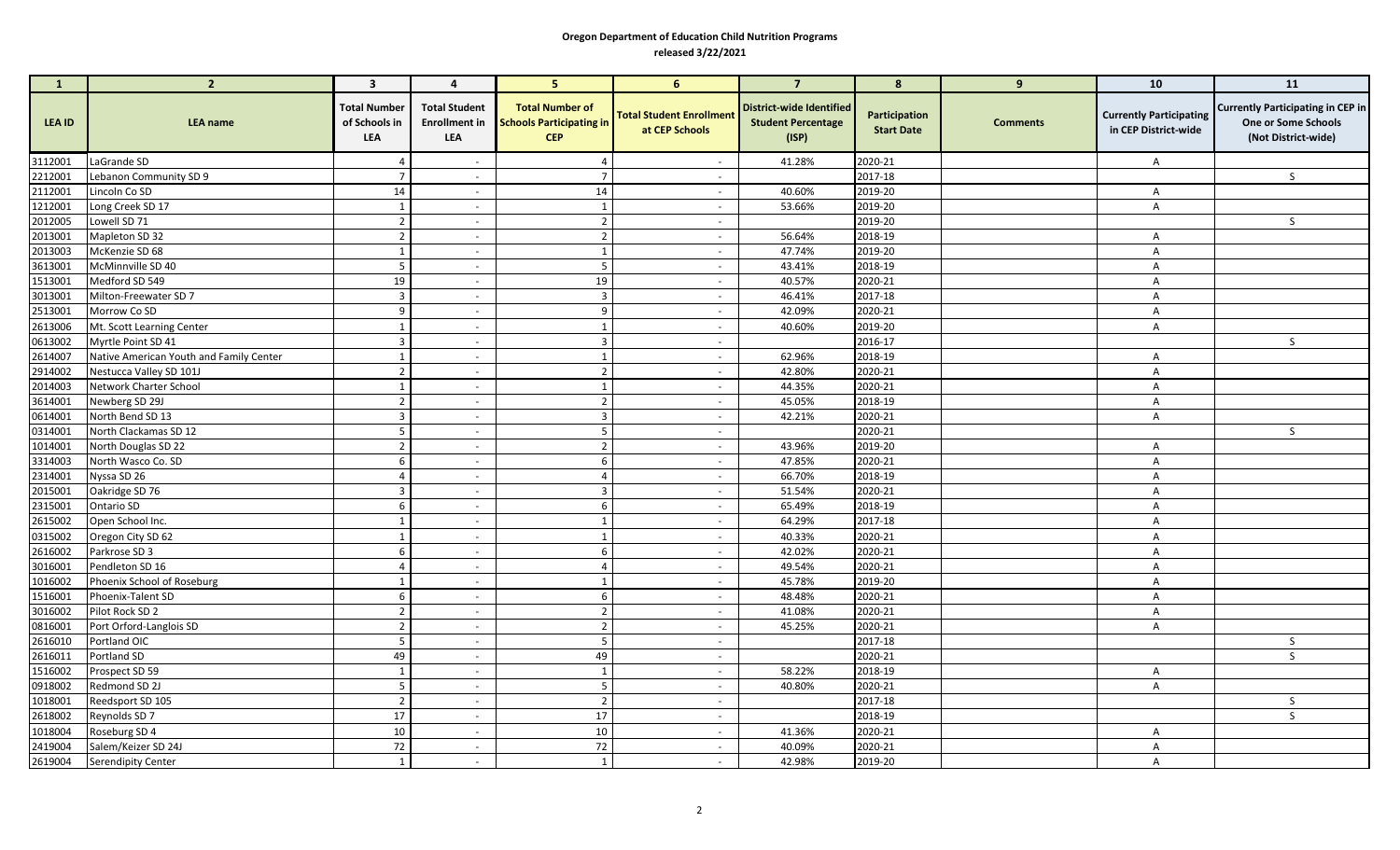**Oregon Department of Education Child Nutrition Programs**
**released 3/22/2021**

| 1 | 2 | 3 | 4 | 5 | 6 | 7 | 8 | 9 | 10 | 11 |
|---|---|---|---|---|---|---|---|---|---|---|
| LEA ID | LEA name | Total Number of Schools in LEA | Total Student Enrollment in LEA | Total Number of Schools Participating in CEP | Total Student Enrollment at CEP Schools | District-wide Identified Student Percentage (ISP) | Participation Start Date | Comments | Currently Participating in CEP District-wide | Currently Participating in CEP in One or Some Schools (Not District-wide) |
| 3112001 | LaGrande SD | 4 | - | 4 | - | 41.28% | 2020-21 | | A | |
| 2212001 | Lebanon Community SD 9 | 7 | - | 7 | - | | 2017-18 | | | S |
| 2112001 | Lincoln Co SD | 14 | - | 14 | - | 40.60% | 2019-20 | | A | |
| 1212001 | Long Creek SD 17 | 1 | - | 1 | - | 53.66% | 2019-20 | | A | |
| 2012005 | Lowell SD 71 | 2 | - | 2 | - | | 2019-20 | | | S |
| 2013001 | Mapleton SD 32 | 2 | - | 2 | - | 56.64% | 2018-19 | | A | |
| 2013003 | McKenzie SD 68 | 1 | - | 1 | - | 47.74% | 2019-20 | | A | |
| 3613001 | McMinnville SD 40 | 5 | - | 5 | - | 43.41% | 2018-19 | | A | |
| 1513001 | Medford SD 549 | 19 | - | 19 | - | 40.57% | 2020-21 | | A | |
| 3013001 | Milton-Freewater SD 7 | 3 | - | 3 | - | 46.41% | 2017-18 | | A | |
| 2513001 | Morrow Co SD | 9 | - | 9 | - | 42.09% | 2020-21 | | A | |
| 2613006 | Mt. Scott Learning Center | 1 | - | 1 | - | 40.60% | 2019-20 | | A | |
| 0613002 | Myrtle Point SD 41 | 3 | - | 3 | - | | 2016-17 | | | S |
| 2614007 | Native American Youth and Family Center | 1 | - | 1 | - | 62.96% | 2018-19 | | A | |
| 2914002 | Nestucca Valley SD 101J | 2 | - | 2 | - | 42.80% | 2020-21 | | A | |
| 2014003 | Network Charter School | 1 | - | 1 | - | 44.35% | 2020-21 | | A | |
| 3614001 | Newberg SD 29J | 2 | - | 2 | - | 45.05% | 2018-19 | | A | |
| 0614001 | North Bend SD 13 | 3 | - | 3 | - | 42.21% | 2020-21 | | A | |
| 0314001 | North Clackamas SD 12 | 5 | - | 5 | - | | 2020-21 | | | S |
| 1014001 | North Douglas SD 22 | 2 | - | 2 | - | 43.96% | 2019-20 | | A | |
| 3314003 | North Wasco Co. SD | 6 | - | 6 | - | 47.85% | 2020-21 | | A | |
| 2314001 | Nyssa SD 26 | 4 | - | 4 | - | 66.70% | 2018-19 | | A | |
| 2015001 | Oakridge SD 76 | 3 | - | 3 | - | 51.54% | 2020-21 | | A | |
| 2315001 | Ontario SD | 6 | - | 6 | - | 65.49% | 2018-19 | | A | |
| 2615002 | Open School Inc. | 1 | - | 1 | - | 64.29% | 2017-18 | | A | |
| 0315002 | Oregon City SD 62 | 1 | - | 1 | - | 40.33% | 2020-21 | | A | |
| 2616002 | Parkrose SD 3 | 6 | - | 6 | - | 42.02% | 2020-21 | | A | |
| 3016001 | Pendleton SD 16 | 4 | - | 4 | - | 49.54% | 2020-21 | | A | |
| 1016002 | Phoenix School of Roseburg | 1 | - | 1 | - | 45.78% | 2019-20 | | A | |
| 1516001 | Phoenix-Talent SD | 6 | - | 6 | - | 48.48% | 2020-21 | | A | |
| 3016002 | Pilot Rock SD 2 | 2 | - | 2 | - | 41.08% | 2020-21 | | A | |
| 0816001 | Port Orford-Langlois SD | 2 | - | 2 | - | 45.25% | 2020-21 | | A | |
| 2616010 | Portland OIC | 5 | - | 5 | - | | 2017-18 | | | S |
| 2616011 | Portland SD | 49 | - | 49 | - | | 2020-21 | | | S |
| 1516002 | Prospect SD 59 | 1 | - | 1 | - | 58.22% | 2018-19 | | A | |
| 0918002 | Redmond SD 2J | 5 | - | 5 | - | 40.80% | 2020-21 | | A | |
| 1018001 | Reedsport SD 105 | 2 | - | 2 | - | | 2017-18 | | | S |
| 2618002 | Reynolds SD 7 | 17 | - | 17 | - | | 2018-19 | | | S |
| 1018004 | Roseburg SD 4 | 10 | - | 10 | - | 41.36% | 2020-21 | | A | |
| 2419004 | Salem/Keizer SD 24J | 72 | - | 72 | - | 40.09% | 2020-21 | | A | |
| 2619004 | Serendipity Center | 1 | - | 1 | - | 42.98% | 2019-20 | | A | |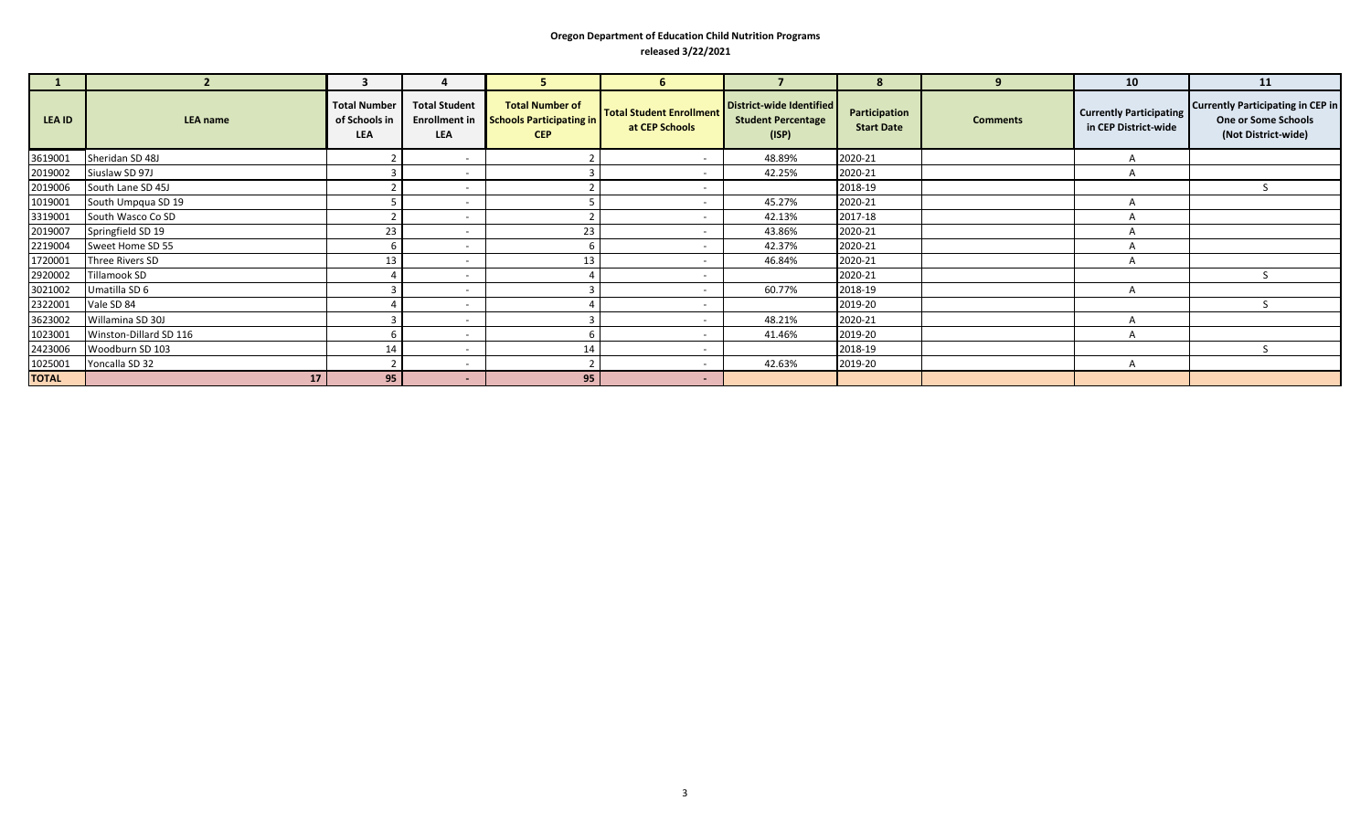**Oregon Department of Education Child Nutrition Programs**
**released 3/22/2021**

| 1 | 2 | 3 | 4 | 5 | 6 | 7 | 8 | 9 | 10 | 11 |
|---|---|---|---|---|---|---|---|---|---|---|
| LEA ID | LEA name | Total Number of Schools in LEA | Total Student Enrollment in LEA | Total Number of Schools Participating in CEP | Total Student Enrollment at CEP Schools | District-wide Identified Student Percentage (ISP) | Participation Start Date | Comments | Currently Participating in CEP District-wide | Currently Participating in CEP in One or Some Schools (Not District-wide) |
| 3619001 | Sheridan SD 48J | 2 | - | 2 | - | 48.89% | 2020-21 | | A | |
| 2019002 | Siuslaw SD 97J | 3 | - | 3 | - | 42.25% | 2020-21 | | A | |
| 2019006 | South Lane SD 45J | 2 | - | 2 | - | | 2018-19 | | | S |
| 1019001 | South Umpqua SD 19 | 5 | - | 5 | - | 45.27% | 2020-21 | | A | |
| 3319001 | South Wasco Co SD | 2 | - | 2 | - | 42.13% | 2017-18 | | A | |
| 2019007 | Springfield SD 19 | 23 | - | 23 | - | 43.86% | 2020-21 | | A | |
| 2219004 | Sweet Home SD 55 | 6 | - | 6 | - | 42.37% | 2020-21 | | A | |
| 1720001 | Three Rivers SD | 13 | - | 13 | - | 46.84% | 2020-21 | | A | |
| 2920002 | Tillamook SD | 4 | - | 4 | - | | 2020-21 | | | S |
| 3021002 | Umatilla SD 6 | 3 | - | 3 | - | 60.77% | 2018-19 | | A | |
| 2322001 | Vale SD 84 | 4 | - | 4 | - | | 2019-20 | | | S |
| 3623002 | Willamina SD 30J | 3 | - | 3 | - | 48.21% | 2020-21 | | A | |
| 1023001 | Winston-Dillard SD 116 | 6 | - | 6 | - | 41.46% | 2019-20 | | A | |
| 2423006 | Woodburn SD 103 | 14 | - | 14 | - | | 2018-19 | | | S |
| 1025001 | Yoncalla SD 32 | 2 | - | 2 | - | 42.63% | 2019-20 | | A | |
| **TOTAL** | 17 | 95 | - | 95 | - | | | | | |